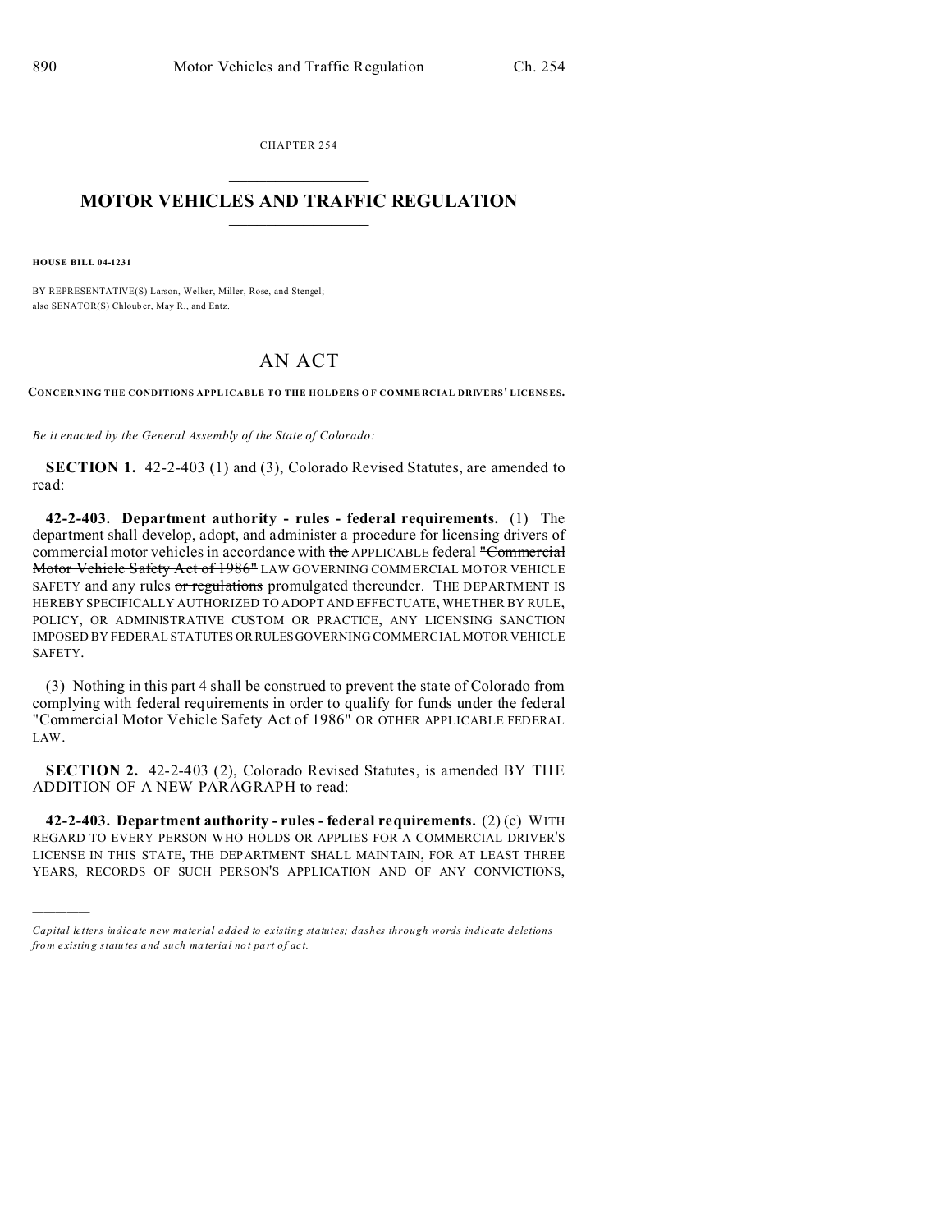CHAPTER 254

# MOTOR VEHICLES AND TRAFFIC REGULATION

**HOUSE BILL 04-1231**

BY REPRESENTATIVE(S) Larson, Welker, Miller, Rose, and Stengel;
also SENATOR(S) Chlouber, May R., and Entz.

## AN ACT

**CONCERNING THE CONDITIONS APPLICABLE TO THE HOLDERS OF COMMERCIAL DRIVERS' LICENSES.**

*Be it enacted by the General Assembly of the State of Colorado:*

**SECTION 1.** 42-2-403 (1) and (3), Colorado Revised Statutes, are amended to read:

**42-2-403. Department authority - rules - federal requirements.** (1) The department shall develop, adopt, and administer a procedure for licensing drivers of commercial motor vehicles in accordance with ~~the~~ APPLICABLE federal ~~"Commercial Motor Vehicle Safety Act of 1986"~~ LAW GOVERNING COMMERCIAL MOTOR VEHICLE SAFETY and any rules ~~or regulations~~ promulgated thereunder. THE DEPARTMENT IS HEREBY SPECIFICALLY AUTHORIZED TO ADOPT AND EFFECTUATE, WHETHER BY RULE, POLICY, OR ADMINISTRATIVE CUSTOM OR PRACTICE, ANY LICENSING SANCTION IMPOSED BY FEDERAL STATUTES OR RULES GOVERNING COMMERCIAL MOTOR VEHICLE SAFETY.

(3) Nothing in this part 4 shall be construed to prevent the state of Colorado from complying with federal requirements in order to qualify for funds under the federal "Commercial Motor Vehicle Safety Act of 1986" OR OTHER APPLICABLE FEDERAL LAW.

**SECTION 2.** 42-2-403 (2), Colorado Revised Statutes, is amended BY THE ADDITION OF A NEW PARAGRAPH to read:

**42-2-403. Department authority - rules - federal requirements.** (2) (e) WITH REGARD TO EVERY PERSON WHO HOLDS OR APPLIES FOR A COMMERCIAL DRIVER'S LICENSE IN THIS STATE, THE DEPARTMENT SHALL MAINTAIN, FOR AT LEAST THREE YEARS, RECORDS OF SUCH PERSON'S APPLICATION AND OF ANY CONVICTIONS,

---

*Capital letters indicate new material added to existing statutes; dashes through words indicate deletions from existing statutes and such material not part of act.*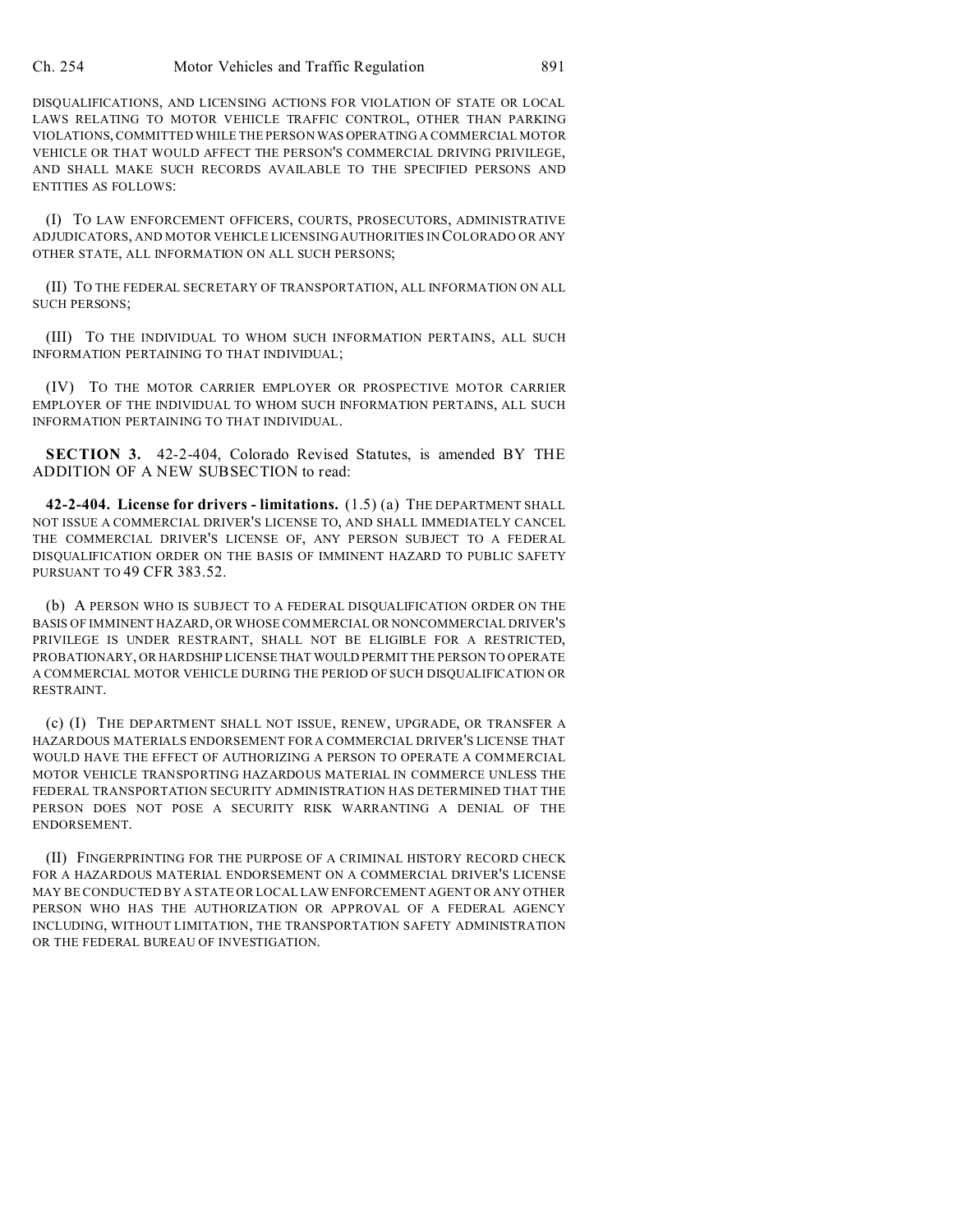DISQUALIFICATIONS, AND LICENSING ACTIONS FOR VIOLATION OF STATE OR LOCAL LAWS RELATING TO MOTOR VEHICLE TRAFFIC CONTROL, OTHER THAN PARKING VIOLATIONS, COMMITTED WHILE THE PERSON WAS OPERATING A COMMERCIAL MOTOR VEHICLE OR THAT WOULD AFFECT THE PERSON'S COMMERCIAL DRIVING PRIVILEGE, AND SHALL MAKE SUCH RECORDS AVAILABLE TO THE SPECIFIED PERSONS AND ENTITIES AS FOLLOWS:

(I) TO LAW ENFORCEMENT OFFICERS, COURTS, PROSECUTORS, ADMINISTRATIVE ADJUDICATORS, AND MOTOR VEHICLE LICENSING AUTHORITIES IN COLORADO OR ANY OTHER STATE, ALL INFORMATION ON ALL SUCH PERSONS;

(II) TO THE FEDERAL SECRETARY OF TRANSPORTATION, ALL INFORMATION ON ALL SUCH PERSONS;

(III) TO THE INDIVIDUAL TO WHOM SUCH INFORMATION PERTAINS, ALL SUCH INFORMATION PERTAINING TO THAT INDIVIDUAL;

(IV) TO THE MOTOR CARRIER EMPLOYER OR PROSPECTIVE MOTOR CARRIER EMPLOYER OF THE INDIVIDUAL TO WHOM SUCH INFORMATION PERTAINS, ALL SUCH INFORMATION PERTAINING TO THAT INDIVIDUAL.

**SECTION 3.** 42-2-404, Colorado Revised Statutes, is amended BY THE ADDITION OF A NEW SUBSECTION to read:

**42-2-404. License for drivers - limitations.** (1.5) (a) THE DEPARTMENT SHALL NOT ISSUE A COMMERCIAL DRIVER'S LICENSE TO, AND SHALL IMMEDIATELY CANCEL THE COMMERCIAL DRIVER'S LICENSE OF, ANY PERSON SUBJECT TO A FEDERAL DISQUALIFICATION ORDER ON THE BASIS OF IMMINENT HAZARD TO PUBLIC SAFETY PURSUANT TO 49 CFR 383.52.

(b) A PERSON WHO IS SUBJECT TO A FEDERAL DISQUALIFICATION ORDER ON THE BASIS OF IMMINENT HAZARD, OR WHOSE COMMERCIAL OR NONCOMMERCIAL DRIVER'S PRIVILEGE IS UNDER RESTRAINT, SHALL NOT BE ELIGIBLE FOR A RESTRICTED, PROBATIONARY, OR HARDSHIP LICENSE THAT WOULD PERMIT THE PERSON TO OPERATE A COMMERCIAL MOTOR VEHICLE DURING THE PERIOD OF SUCH DISQUALIFICATION OR RESTRAINT.

(c) (I) THE DEPARTMENT SHALL NOT ISSUE, RENEW, UPGRADE, OR TRANSFER A HAZARDOUS MATERIALS ENDORSEMENT FOR A COMMERCIAL DRIVER'S LICENSE THAT WOULD HAVE THE EFFECT OF AUTHORIZING A PERSON TO OPERATE A COMMERCIAL MOTOR VEHICLE TRANSPORTING HAZARDOUS MATERIAL IN COMMERCE UNLESS THE FEDERAL TRANSPORTATION SECURITY ADMINISTRATION HAS DETERMINED THAT THE PERSON DOES NOT POSE A SECURITY RISK WARRANTING A DENIAL OF THE ENDORSEMENT.

(II) FINGERPRINTING FOR THE PURPOSE OF A CRIMINAL HISTORY RECORD CHECK FOR A HAZARDOUS MATERIAL ENDORSEMENT ON A COMMERCIAL DRIVER'S LICENSE MAY BE CONDUCTED BY A STATE OR LOCAL LAW ENFORCEMENT AGENT OR ANY OTHER PERSON WHO HAS THE AUTHORIZATION OR APPROVAL OF A FEDERAL AGENCY INCLUDING, WITHOUT LIMITATION, THE TRANSPORTATION SAFETY ADMINISTRATION OR THE FEDERAL BUREAU OF INVESTIGATION.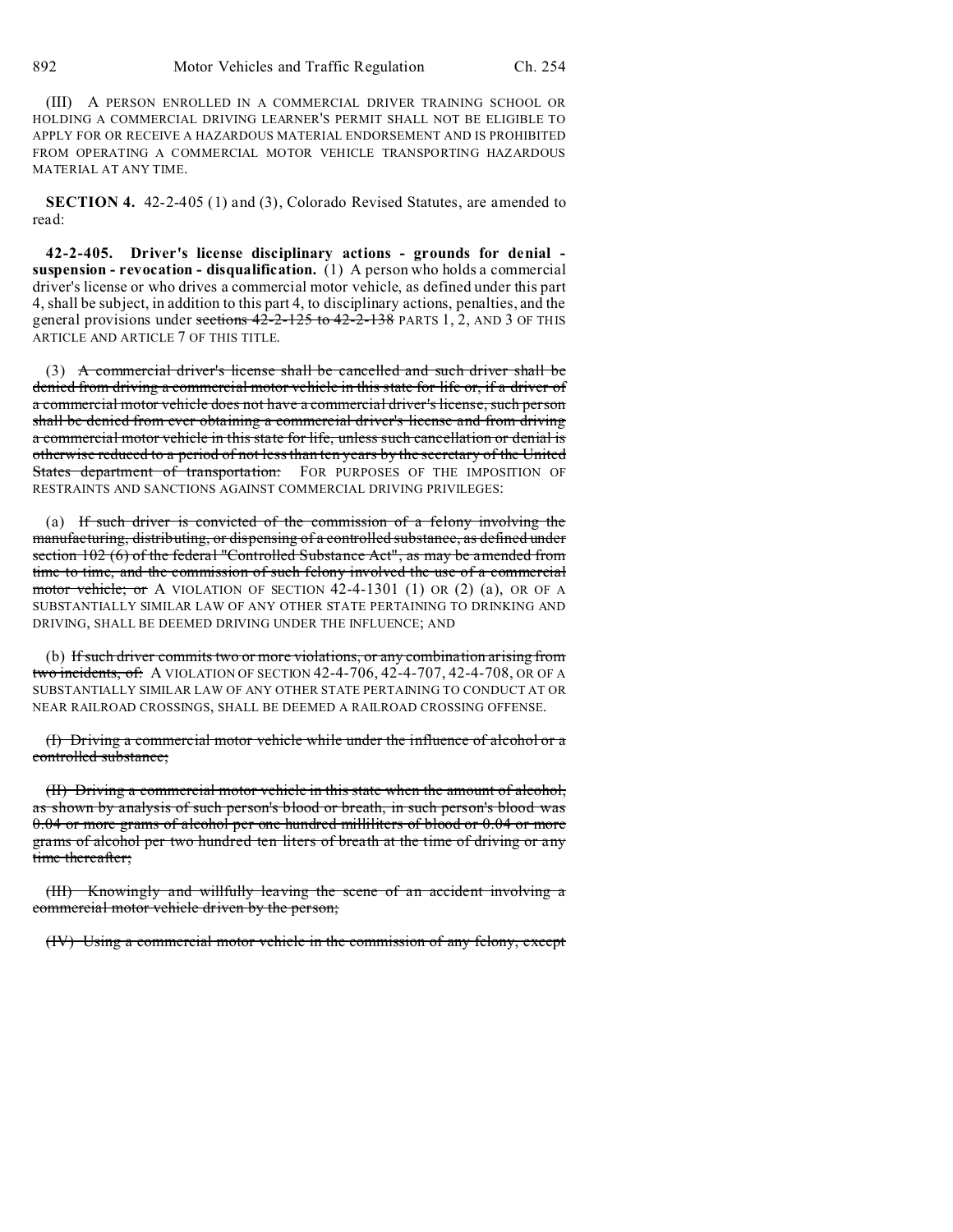(III) A PERSON ENROLLED IN A COMMERCIAL DRIVER TRAINING SCHOOL OR HOLDING A COMMERCIAL DRIVING LEARNER'S PERMIT SHALL NOT BE ELIGIBLE TO APPLY FOR OR RECEIVE A HAZARDOUS MATERIAL ENDORSEMENT AND IS PROHIBITED FROM OPERATING A COMMERCIAL MOTOR VEHICLE TRANSPORTING HAZARDOUS MATERIAL AT ANY TIME.

**SECTION 4.** 42-2-405 (1) and (3), Colorado Revised Statutes, are amended to read:

**42-2-405. Driver's license disciplinary actions - grounds for denial - suspension - revocation - disqualification.** (1) A person who holds a commercial driver's license or who drives a commercial motor vehicle, as defined under this part 4, shall be subject, in addition to this part 4, to disciplinary actions, penalties, and the general provisions under ~~sections 42-2-125 to 42-2-138~~ PARTS 1, 2, AND 3 OF THIS ARTICLE AND ARTICLE 7 OF THIS TITLE.

(3) ~~A commercial driver's license shall be cancelled and such driver shall be denied from driving a commercial motor vehicle in this state for life or, if a driver of a commercial motor vehicle does not have a commercial driver's license, such person shall be denied from ever obtaining a commercial driver's license and from driving a commercial motor vehicle in this state for life, unless such cancellation or denial is otherwise reduced to a period of not less than ten years by the secretary of the United States department of transportation:~~ FOR PURPOSES OF THE IMPOSITION OF RESTRAINTS AND SANCTIONS AGAINST COMMERCIAL DRIVING PRIVILEGES:

(a) ~~If such driver is convicted of the commission of a felony involving the manufacturing, distributing, or dispensing of a controlled substance, as defined under section 102 (6) of the federal "Controlled Substance Act", as may be amended from time to time, and the commission of such felony involved the use of a commercial motor vehicle; or~~ A VIOLATION OF SECTION 42-4-1301 (1) OR (2) (a), OR OF A SUBSTANTIALLY SIMILAR LAW OF ANY OTHER STATE PERTAINING TO DRINKING AND DRIVING, SHALL BE DEEMED DRIVING UNDER THE INFLUENCE; AND

(b) ~~If such driver commits two or more violations, or any combination arising from two incidents, of:~~ A VIOLATION OF SECTION 42-4-706, 42-4-707, 42-4-708, OR OF A SUBSTANTIALLY SIMILAR LAW OF ANY OTHER STATE PERTAINING TO CONDUCT AT OR NEAR RAILROAD CROSSINGS, SHALL BE DEEMED A RAILROAD CROSSING OFFENSE.

~~(I) Driving a commercial motor vehicle while under the influence of alcohol or a controlled substance;~~

~~(II) Driving a commercial motor vehicle in this state when the amount of alcohol, as shown by analysis of such person's blood or breath, in such person's blood was 0.04 or more grams of alcohol per one hundred milliliters of blood or 0.04 or more grams of alcohol per two hundred ten liters of breath at the time of driving or any time thereafter;~~

~~(III) Knowingly and willfully leaving the scene of an accident involving a commercial motor vehicle driven by the person;~~

~~(IV) Using a commercial motor vehicle in the commission of any felony, except~~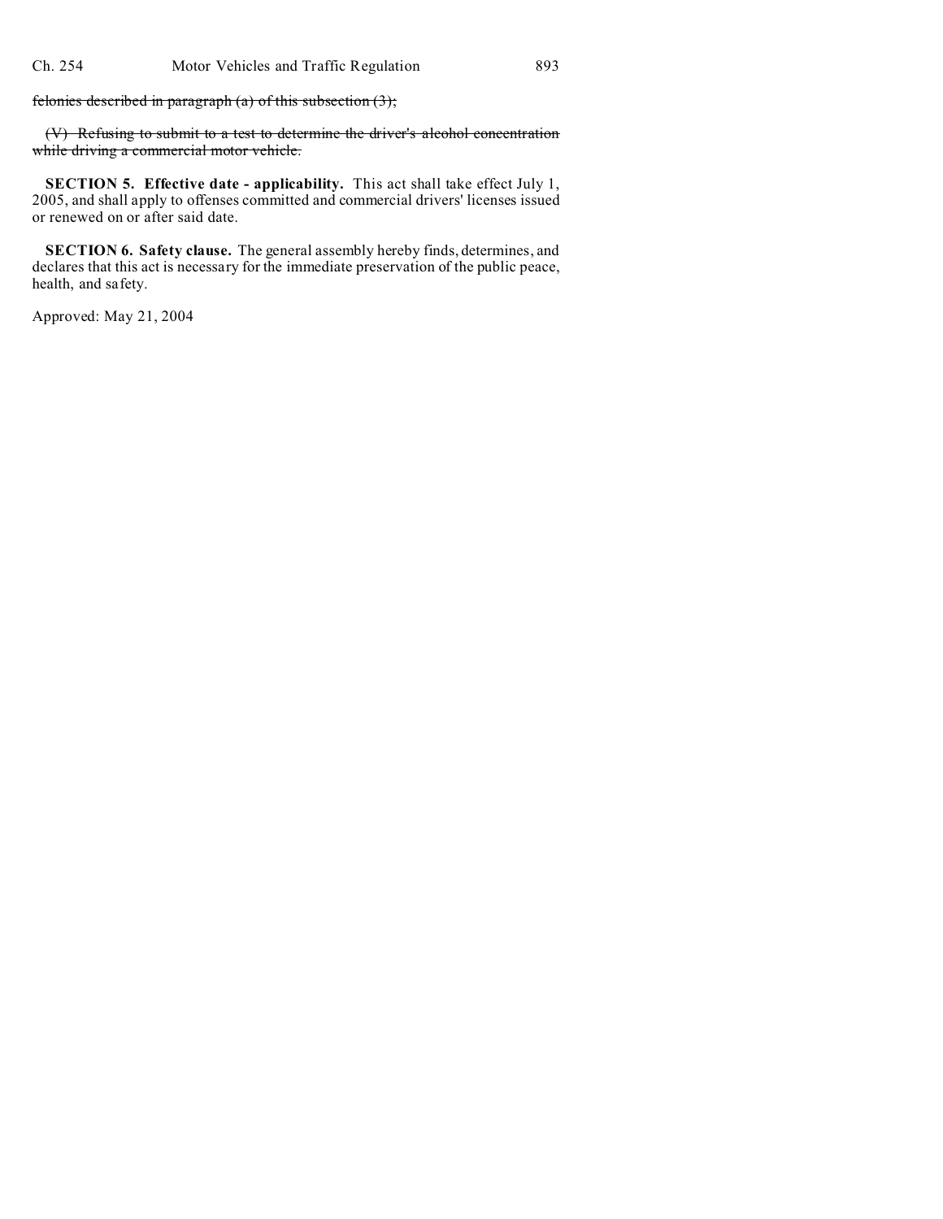~~felonies described in paragraph (a) of this subsection (3);~~

~~(V) Refusing to submit to a test to determine the driver's alcohol concentration while driving a commercial motor vehicle.~~

**SECTION 5. Effective date - applicability.** This act shall take effect July 1, 2005, and shall apply to offenses committed and commercial drivers' licenses issued or renewed on or after said date.

**SECTION 6. Safety clause.** The general assembly hereby finds, determines, and declares that this act is necessary for the immediate preservation of the public peace, health, and safety.

Approved: May 21, 2004